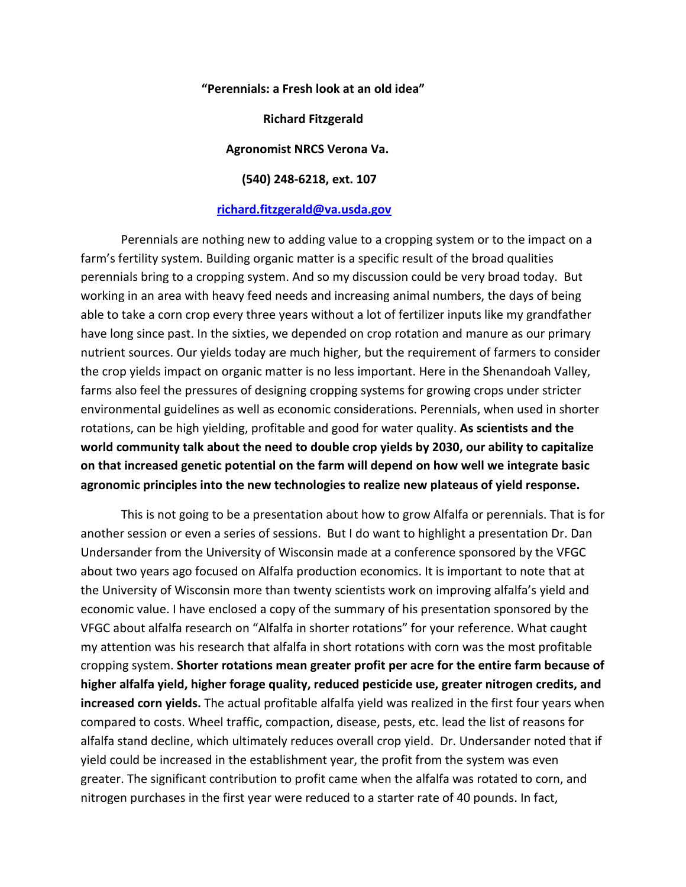**"Perennials: a Fresh look at an old idea"**

**Richard Fitzgerald**

**Agronomist NRCS Verona Va.**

**(540) 248-6218, ext. 107**

**[richard.fitzgerald@va.usda.gov](mailto:richard.fitzgerald@va.usda.gov)**

Perennials are nothing new to adding value to a cropping system or to the impact on a farm's fertility system. Building organic matter is a specific result of the broad qualities perennials bring to a cropping system. And so my discussion could be very broad today. But working in an area with heavy feed needs and increasing animal numbers, the days of being able to take a corn crop every three years without a lot of fertilizer inputs like my grandfather have long since past. In the sixties, we depended on crop rotation and manure as our primary nutrient sources. Our yields today are much higher, but the requirement of farmers to consider the crop yields impact on organic matter is no less important. Here in the Shenandoah Valley, farms also feel the pressures of designing cropping systems for growing crops under stricter environmental guidelines as well as economic considerations. Perennials, when used in shorter rotations, can be high yielding, profitable and good for water quality. **As scientists and the world community talk about the need to double crop yields by 2030, our ability to capitalize on that increased genetic potential on the farm will depend on how well we integrate basic agronomic principles into the new technologies to realize new plateaus of yield response.**

This is not going to be a presentation about how to grow Alfalfa or perennials. That is for another session or even a series of sessions. But I do want to highlight a presentation Dr. Dan Undersander from the University of Wisconsin made at a conference sponsored by the VFGC about two years ago focused on Alfalfa production economics. It is important to note that at the University of Wisconsin more than twenty scientists work on improving alfalfa's yield and economic value. I have enclosed a copy of the summary of his presentation sponsored by the VFGC about alfalfa research on "Alfalfa in shorter rotations" for your reference. What caught my attention was his research that alfalfa in short rotations with corn was the most profitable cropping system. **Shorter rotations mean greater profit per acre for the entire farm because of higher alfalfa yield, higher forage quality, reduced pesticide use, greater nitrogen credits, and increased corn yields.** The actual profitable alfalfa yield was realized in the first four years when compared to costs. Wheel traffic, compaction, disease, pests, etc. lead the list of reasons for alfalfa stand decline, which ultimately reduces overall crop yield. Dr. Undersander noted that if yield could be increased in the establishment year, the profit from the system was even greater. The significant contribution to profit came when the alfalfa was rotated to corn, and nitrogen purchases in the first year were reduced to a starter rate of 40 pounds. In fact,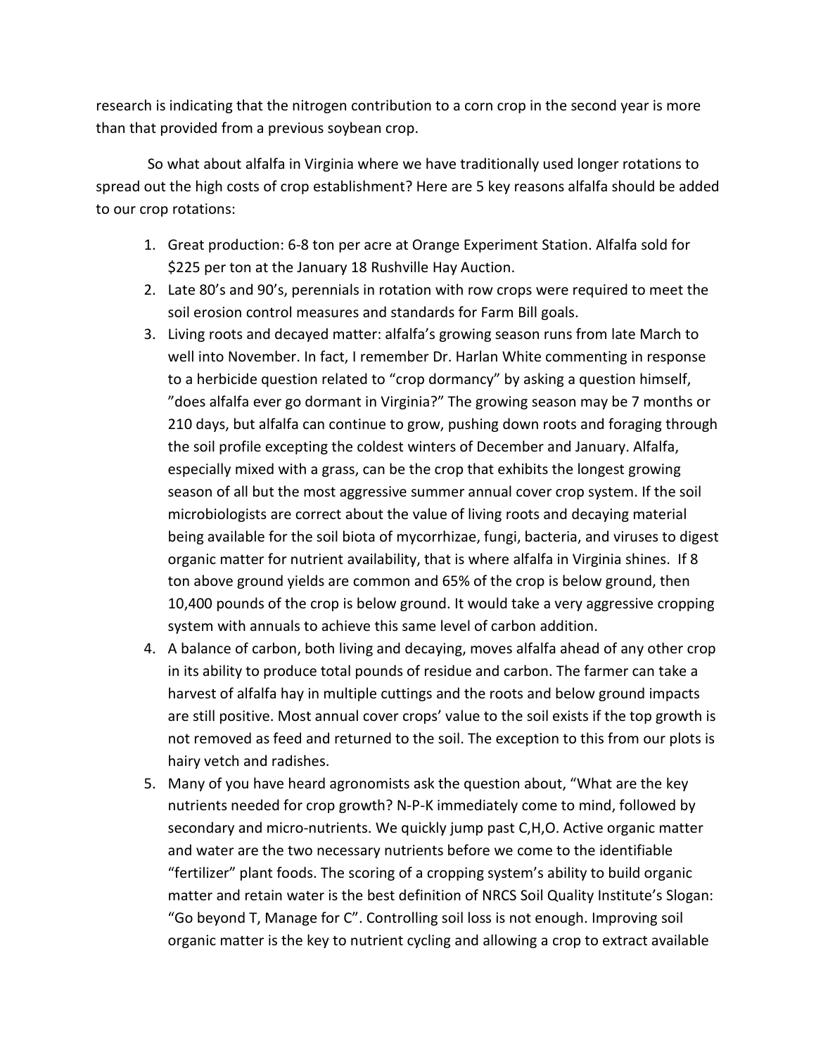research is indicating that the nitrogen contribution to a corn crop in the second year is more than that provided from a previous soybean crop.

So what about alfalfa in Virginia where we have traditionally used longer rotations to spread out the high costs of crop establishment? Here are 5 key reasons alfalfa should be added to our crop rotations:

1. Great production: 6-8 ton per acre at Orange Experiment Station. Alfalfa sold for $225 per ton at the January 18 Rushville Hay Auction.
2. Late 80's and 90's, perennials in rotation with row crops were required to meet the soil erosion control measures and standards for Farm Bill goals.
3. Living roots and decayed matter: alfalfa's growing season runs from late March to well into November. In fact, I remember Dr. Harlan White commenting in response to a herbicide question related to "crop dormancy" by asking a question himself, "does alfalfa ever go dormant in Virginia?" The growing season may be 7 months or 210 days, but alfalfa can continue to grow, pushing down roots and foraging through the soil profile excepting the coldest winters of December and January. Alfalfa, especially mixed with a grass, can be the crop that exhibits the longest growing season of all but the most aggressive summer annual cover crop system. If the soil microbiologists are correct about the value of living roots and decaying material being available for the soil biota of mycorrhizae, fungi, bacteria, and viruses to digest organic matter for nutrient availability, that is where alfalfa in Virginia shines. If 8 ton above ground yields are common and 65% of the crop is below ground, then 10,400 pounds of the crop is below ground. It would take a very aggressive cropping system with annuals to achieve this same level of carbon addition.
4. A balance of carbon, both living and decaying, moves alfalfa ahead of any other crop in its ability to produce total pounds of residue and carbon. The farmer can take a harvest of alfalfa hay in multiple cuttings and the roots and below ground impacts are still positive. Most annual cover crops' value to the soil exists if the top growth is not removed as feed and returned to the soil. The exception to this from our plots is hairy vetch and radishes.
5. Many of you have heard agronomists ask the question about, "What are the key nutrients needed for crop growth? N-P-K immediately come to mind, followed by secondary and micro-nutrients. We quickly jump past C,H,O. Active organic matter and water are the two necessary nutrients before we come to the identifiable "fertilizer" plant foods. The scoring of a cropping system's ability to build organic matter and retain water is the best definition of NRCS Soil Quality Institute's Slogan: "Go beyond T, Manage for C". Controlling soil loss is not enough. Improving soil organic matter is the key to nutrient cycling and allowing a crop to extract available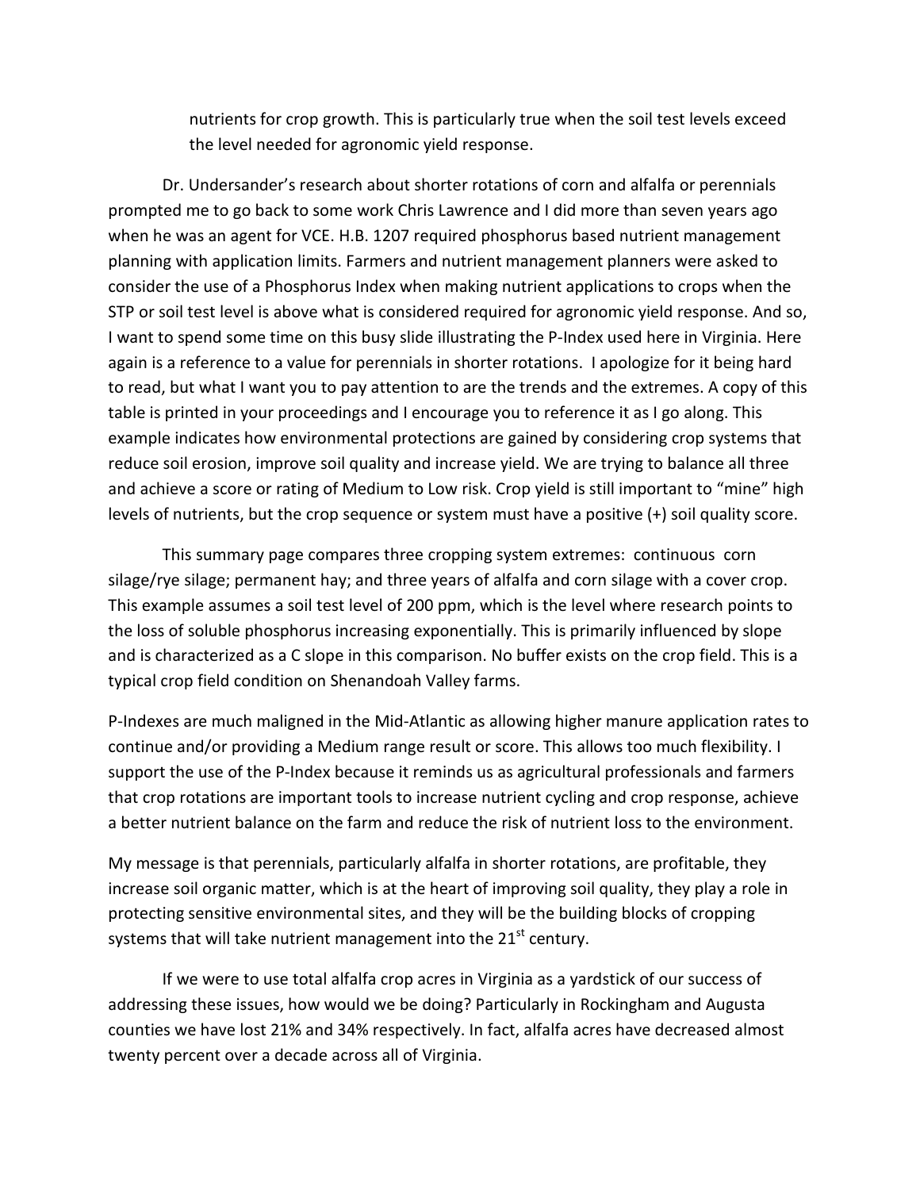nutrients for crop growth. This is particularly true when the soil test levels exceed the level needed for agronomic yield response.

Dr. Undersander's research about shorter rotations of corn and alfalfa or perennials prompted me to go back to some work Chris Lawrence and I did more than seven years ago when he was an agent for VCE. H.B. 1207 required phosphorus based nutrient management planning with application limits. Farmers and nutrient management planners were asked to consider the use of a Phosphorus Index when making nutrient applications to crops when the STP or soil test level is above what is considered required for agronomic yield response. And so, I want to spend some time on this busy slide illustrating the P-Index used here in Virginia. Here again is a reference to a value for perennials in shorter rotations. I apologize for it being hard to read, but what I want you to pay attention to are the trends and the extremes. A copy of this table is printed in your proceedings and I encourage you to reference it as I go along. This example indicates how environmental protections are gained by considering crop systems that reduce soil erosion, improve soil quality and increase yield. We are trying to balance all three and achieve a score or rating of Medium to Low risk. Crop yield is still important to "mine" high levels of nutrients, but the crop sequence or system must have a positive (+) soil quality score.

This summary page compares three cropping system extremes: continuous corn silage/rye silage; permanent hay; and three years of alfalfa and corn silage with a cover crop. This example assumes a soil test level of 200 ppm, which is the level where research points to the loss of soluble phosphorus increasing exponentially. This is primarily influenced by slope and is characterized as a C slope in this comparison. No buffer exists on the crop field. This is a typical crop field condition on Shenandoah Valley farms.

P-Indexes are much maligned in the Mid-Atlantic as allowing higher manure application rates to continue and/or providing a Medium range result or score. This allows too much flexibility. I support the use of the P-Index because it reminds us as agricultural professionals and farmers that crop rotations are important tools to increase nutrient cycling and crop response, achieve a better nutrient balance on the farm and reduce the risk of nutrient loss to the environment.

My message is that perennials, particularly alfalfa in shorter rotations, are profitable, they increase soil organic matter, which is at the heart of improving soil quality, they play a role in protecting sensitive environmental sites, and they will be the building blocks of cropping systems that will take nutrient management into the 21st century.

If we were to use total alfalfa crop acres in Virginia as a yardstick of our success of addressing these issues, how would we be doing? Particularly in Rockingham and Augusta counties we have lost 21% and 34% respectively. In fact, alfalfa acres have decreased almost twenty percent over a decade across all of Virginia.